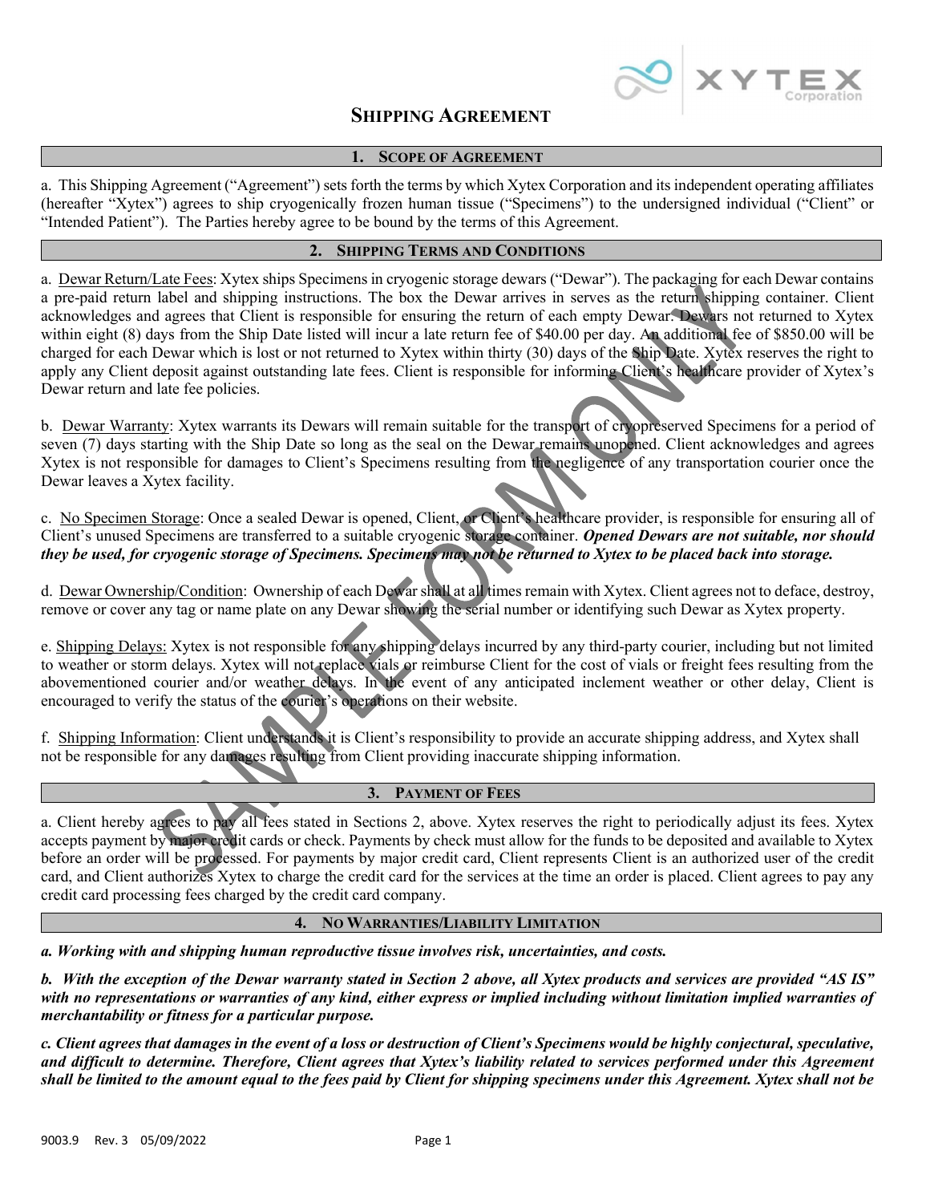# Shipping Agreement

## 1. Scope of Agreement

a. This Shipping Agreement ("Agreement") sets forth the terms by which Xytex Corporation and its independent operating affiliates (hereafter "Xytex") agrees to ship cryogenically frozen human tissue ("Specimens") to the undersigned individual ("Client" or "Intended Patient"). The Parties hereby agree to be bound by the terms of this Agreement.

## 2. Shipping Terms and Conditions

a. Dewar Return/Late Fees: Xytex ships Specimens in cryogenic storage dewars ("Dewar"). The packaging for each Dewar contains a pre-paid return label and shipping instructions. The box the Dewar arrives in serves as the return shipping container. Client acknowledges and agrees that Client is responsible for ensuring the return of each empty Dewar. Dewars not returned to Xytex within eight (8) days from the Ship Date listed will incur a late return fee of $40.00 per day. An additional fee of $850.00 will be charged for each Dewar which is lost or not returned to Xytex within thirty (30) days of the Ship Date. Xytex reserves the right to apply any Client deposit against outstanding late fees. Client is responsible for informing Client's healthcare provider of Xytex's Dewar return and late fee policies.

b. Dewar Warranty: Xytex warrants its Dewars will remain suitable for the transport of cryopreserved Specimens for a period of seven (7) days starting with the Ship Date so long as the seal on the Dewar remains unopened. Client acknowledges and agrees Xytex is not responsible for damages to Client's Specimens resulting from the negligence of any transportation courier once the Dewar leaves a Xytex facility.

c. No Specimen Storage: Once a sealed Dewar is opened, Client, or Client's healthcare provider, is responsible for ensuring all of Client's unused Specimens are transferred to a suitable cryogenic storage container. ***Opened Dewars are not suitable, nor should they be used, for cryogenic storage of Specimens. Specimens may not be returned to Xytex to be placed back into storage.***

d. Dewar Ownership/Condition: Ownership of each Dewar shall at all times remain with Xytex. Client agrees not to deface, destroy, remove or cover any tag or name plate on any Dewar showing the serial number or identifying such Dewar as Xytex property.

e. Shipping Delays: Xytex is not responsible for any shipping delays incurred by any third-party courier, including but not limited to weather or storm delays. Xytex will not replace vials or reimburse Client for the cost of vials or freight fees resulting from the abovementioned courier and/or weather delays. In the event of any anticipated inclement weather or other delay, Client is encouraged to verify the status of the courier's operations on their website.

f. Shipping Information: Client understands it is Client's responsibility to provide an accurate shipping address, and Xytex shall not be responsible for any damages resulting from Client providing inaccurate shipping information.

## 3. Payment of Fees

a. Client hereby agrees to pay all fees stated in Sections 2, above. Xytex reserves the right to periodically adjust its fees. Xytex accepts payment by major credit cards or check. Payments by check must allow for the funds to be deposited and available to Xytex before an order will be processed. For payments by major credit card, Client represents Client is an authorized user of the credit card, and Client authorizes Xytex to charge the credit card for the services at the time an order is placed. Client agrees to pay any credit card processing fees charged by the credit card company.

## 4. No Warranties/Liability Limitation

***a. Working with and shipping human reproductive tissue involves risk, uncertainties, and costs.***

***b. With the exception of the Dewar warranty stated in Section 2 above, all Xytex products and services are provided "AS IS" with no representations or warranties of any kind, either express or implied including without limitation implied warranties of merchantability or fitness for a particular purpose.***

***c. Client agrees that damages in the event of a loss or destruction of Client's Specimens would be highly conjectural, speculative, and difficult to determine. Therefore, Client agrees that Xytex's liability related to services performed under this Agreement shall be limited to the amount equal to the fees paid by Client for shipping specimens under this Agreement. Xytex shall not be***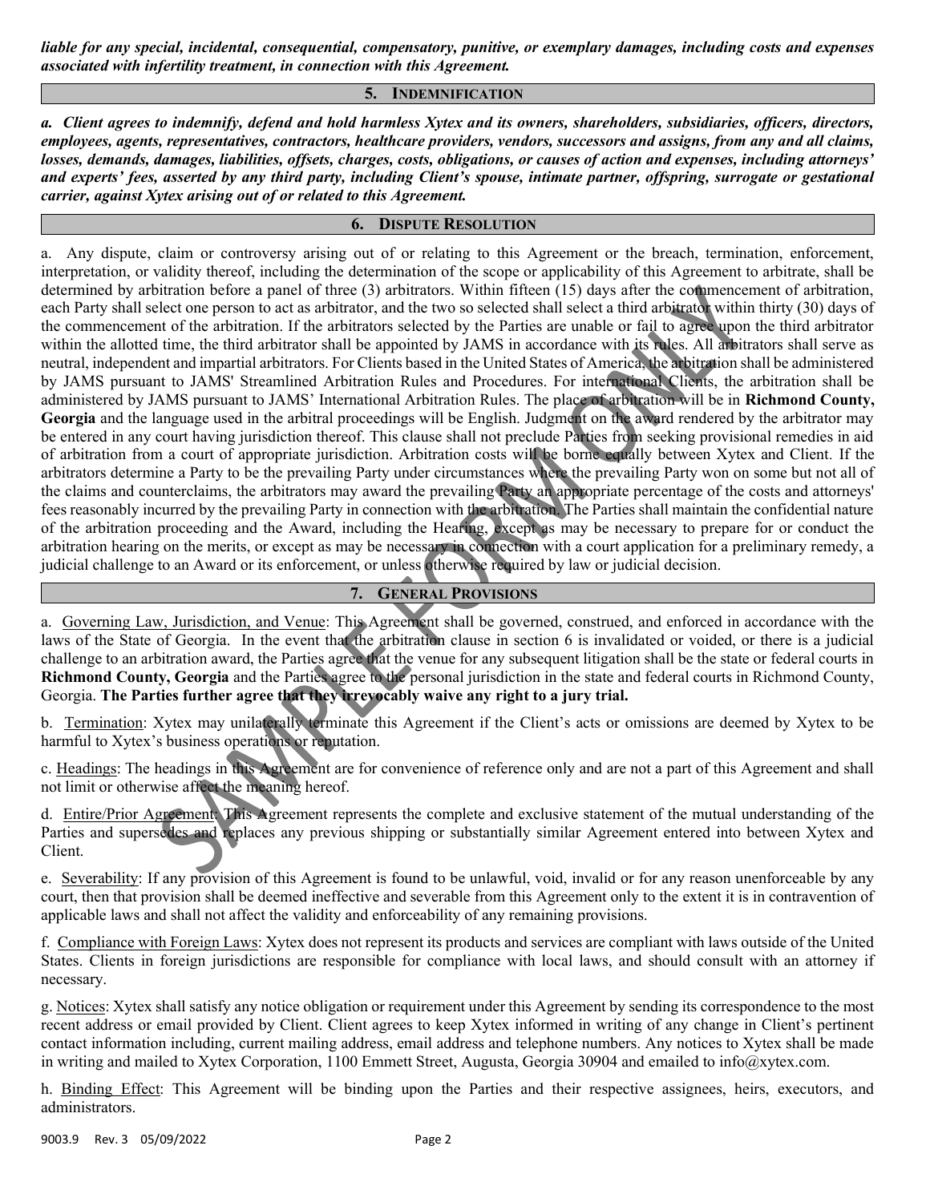***liable for any special, incidental, consequential, compensatory, punitive, or exemplary damages, including costs and expenses associated with infertility treatment, in connection with this Agreement.***

## 5. INDEMNIFICATION

***a. Client agrees to indemnify, defend and hold harmless Xytex and its owners, shareholders, subsidiaries, officers, directors, employees, agents, representatives, contractors, healthcare providers, vendors, successors and assigns, from any and all claims, losses, demands, damages, liabilities, offsets, charges, costs, obligations, or causes of action and expenses, including attorneys' and experts' fees, asserted by any third party, including Client's spouse, intimate partner, offspring, surrogate or gestational carrier, against Xytex arising out of or related to this Agreement.***

## 6. DISPUTE RESOLUTION

a. Any dispute, claim or controversy arising out of or relating to this Agreement or the breach, termination, enforcement, interpretation, or validity thereof, including the determination of the scope or applicability of this Agreement to arbitrate, shall be determined by arbitration before a panel of three (3) arbitrators. Within fifteen (15) days after the commencement of arbitration, each Party shall select one person to act as arbitrator, and the two so selected shall select a third arbitrator within thirty (30) days of the commencement of the arbitration. If the arbitrators selected by the Parties are unable or fail to agree upon the third arbitrator within the allotted time, the third arbitrator shall be appointed by JAMS in accordance with its rules. All arbitrators shall serve as neutral, independent and impartial arbitrators. For Clients based in the United States of America, the arbitration shall be administered by JAMS pursuant to JAMS' Streamlined Arbitration Rules and Procedures. For international Clients, the arbitration shall be administered by JAMS pursuant to JAMS' International Arbitration Rules. The place of arbitration will be in **Richmond County, Georgia** and the language used in the arbitral proceedings will be English. Judgment on the award rendered by the arbitrator may be entered in any court having jurisdiction thereof. This clause shall not preclude Parties from seeking provisional remedies in aid of arbitration from a court of appropriate jurisdiction. Arbitration costs will be borne equally between Xytex and Client. If the arbitrators determine a Party to be the prevailing Party under circumstances where the prevailing Party won on some but not all of the claims and counterclaims, the arbitrators may award the prevailing Party an appropriate percentage of the costs and attorneys' fees reasonably incurred by the prevailing Party in connection with the arbitration. The Parties shall maintain the confidential nature of the arbitration proceeding and the Award, including the Hearing, except as may be necessary to prepare for or conduct the arbitration hearing on the merits, or except as may be necessary in connection with a court application for a preliminary remedy, a judicial challenge to an Award or its enforcement, or unless otherwise required by law or judicial decision.

## 7. GENERAL PROVISIONS

a. Governing Law, Jurisdiction, and Venue: This Agreement shall be governed, construed, and enforced in accordance with the laws of the State of Georgia. In the event that the arbitration clause in section 6 is invalidated or voided, or there is a judicial challenge to an arbitration award, the Parties agree that the venue for any subsequent litigation shall be the state or federal courts in **Richmond County, Georgia** and the Parties agree to the personal jurisdiction in the state and federal courts in Richmond County, Georgia. **The Parties further agree that they irrevocably waive any right to a jury trial.**

b. Termination: Xytex may unilaterally terminate this Agreement if the Client's acts or omissions are deemed by Xytex to be harmful to Xytex's business operations or reputation.

c. Headings: The headings in this Agreement are for convenience of reference only and are not a part of this Agreement and shall not limit or otherwise affect the meaning hereof.

d. Entire/Prior Agreement: This Agreement represents the complete and exclusive statement of the mutual understanding of the Parties and supersedes and replaces any previous shipping or substantially similar Agreement entered into between Xytex and Client.

e. Severability: If any provision of this Agreement is found to be unlawful, void, invalid or for any reason unenforceable by any court, then that provision shall be deemed ineffective and severable from this Agreement only to the extent it is in contravention of applicable laws and shall not affect the validity and enforceability of any remaining provisions.

f. Compliance with Foreign Laws: Xytex does not represent its products and services are compliant with laws outside of the United States. Clients in foreign jurisdictions are responsible for compliance with local laws, and should consult with an attorney if necessary.

g. Notices: Xytex shall satisfy any notice obligation or requirement under this Agreement by sending its correspondence to the most recent address or email provided by Client. Client agrees to keep Xytex informed in writing of any change in Client's pertinent contact information including, current mailing address, email address and telephone numbers. Any notices to Xytex shall be made in writing and mailed to Xytex Corporation, 1100 Emmett Street, Augusta, Georgia 30904 and emailed to info@xytex.com.

h. Binding Effect: This Agreement will be binding upon the Parties and their respective assignees, heirs, executors, and administrators.

9003.9 Rev. 3 05/09/2022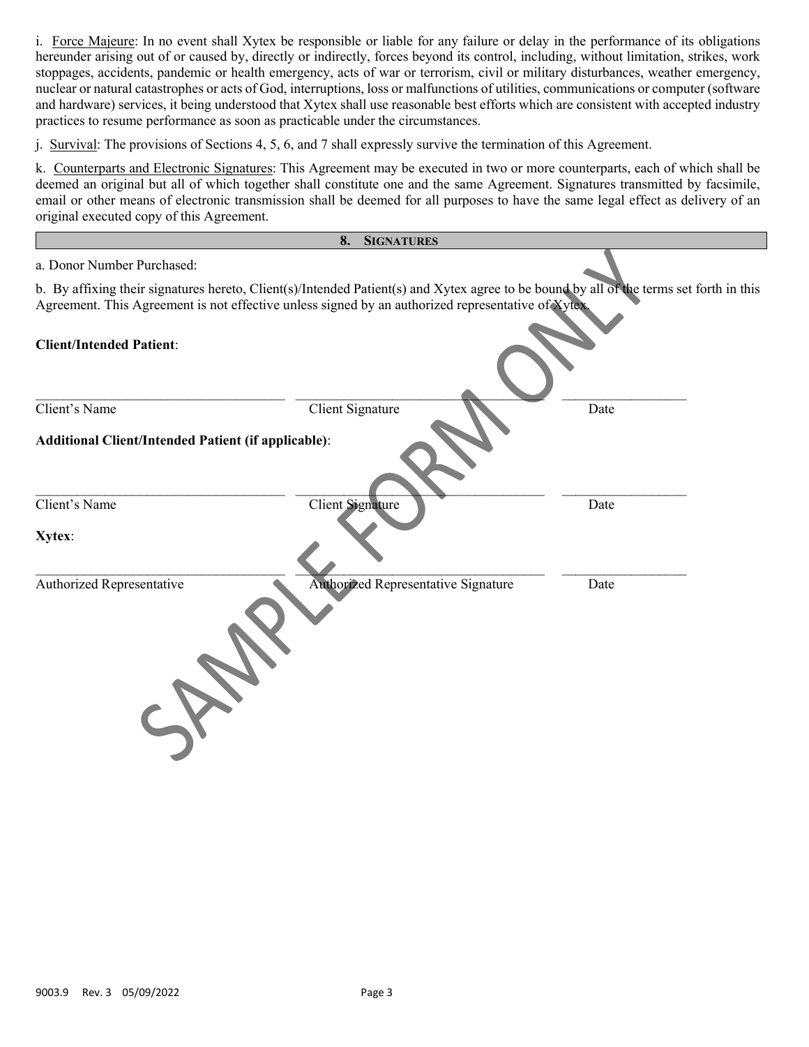i. Force Majeure: In no event shall Xytex be responsible or liable for any failure or delay in the performance of its obligations hereunder arising out of or caused by, directly or indirectly, forces beyond its control, including, without limitation, strikes, work stoppages, accidents, pandemic or health emergency, acts of war or terrorism, civil or military disturbances, weather emergency, nuclear or natural catastrophes or acts of God, interruptions, loss or malfunctions of utilities, communications or computer (software and hardware) services, it being understood that Xytex shall use reasonable best efforts which are consistent with accepted industry practices to resume performance as soon as practicable under the circumstances.

j. Survival: The provisions of Sections 4, 5, 6, and 7 shall expressly survive the termination of this Agreement.

k. Counterparts and Electronic Signatures: This Agreement may be executed in two or more counterparts, each of which shall be deemed an original but all of which together shall constitute one and the same Agreement. Signatures transmitted by facsimile, email or other means of electronic transmission shall be deemed for all purposes to have the same legal effect as delivery of an original executed copy of this Agreement.

## 8. Signatures

a. Donor Number Purchased:

b. By affixing their signatures hereto, Client(s)/Intended Patient(s) and Xytex agree to be bound by all of the terms set forth in this Agreement. This Agreement is not effective unless signed by an authorized representative of Xytex.

**Client/Intended Patient**:

| | | |
|---|---|---|
| \_\_\_\_\_\_\_\_\_\_\_\_\_\_\_\_\_\_\_\_ | \_\_\_\_\_\_\_\_\_\_\_\_\_\_\_\_\_\_\_\_ | \_\_\_\_\_\_\_\_\_\_ |
| Client's Name | Client Signature | Date |

**Additional Client/Intended Patient (if applicable)**:

| | | |
|---|---|---|
| \_\_\_\_\_\_\_\_\_\_\_\_\_\_\_\_\_\_\_\_ | \_\_\_\_\_\_\_\_\_\_\_\_\_\_\_\_\_\_\_\_ | \_\_\_\_\_\_\_\_\_\_ |
| Client's Name | Client Signature | Date |

**Xytex**:

| | | |
|---|---|---|
| \_\_\_\_\_\_\_\_\_\_\_\_\_\_\_\_\_\_\_\_ | \_\_\_\_\_\_\_\_\_\_\_\_\_\_\_\_\_\_\_\_ | \_\_\_\_\_\_\_\_\_\_ |
| Authorized Representative | Authorized Representative Signature | Date |

SAMPLE FORM ONLY

9003.9 Rev. 3 05/09/2022